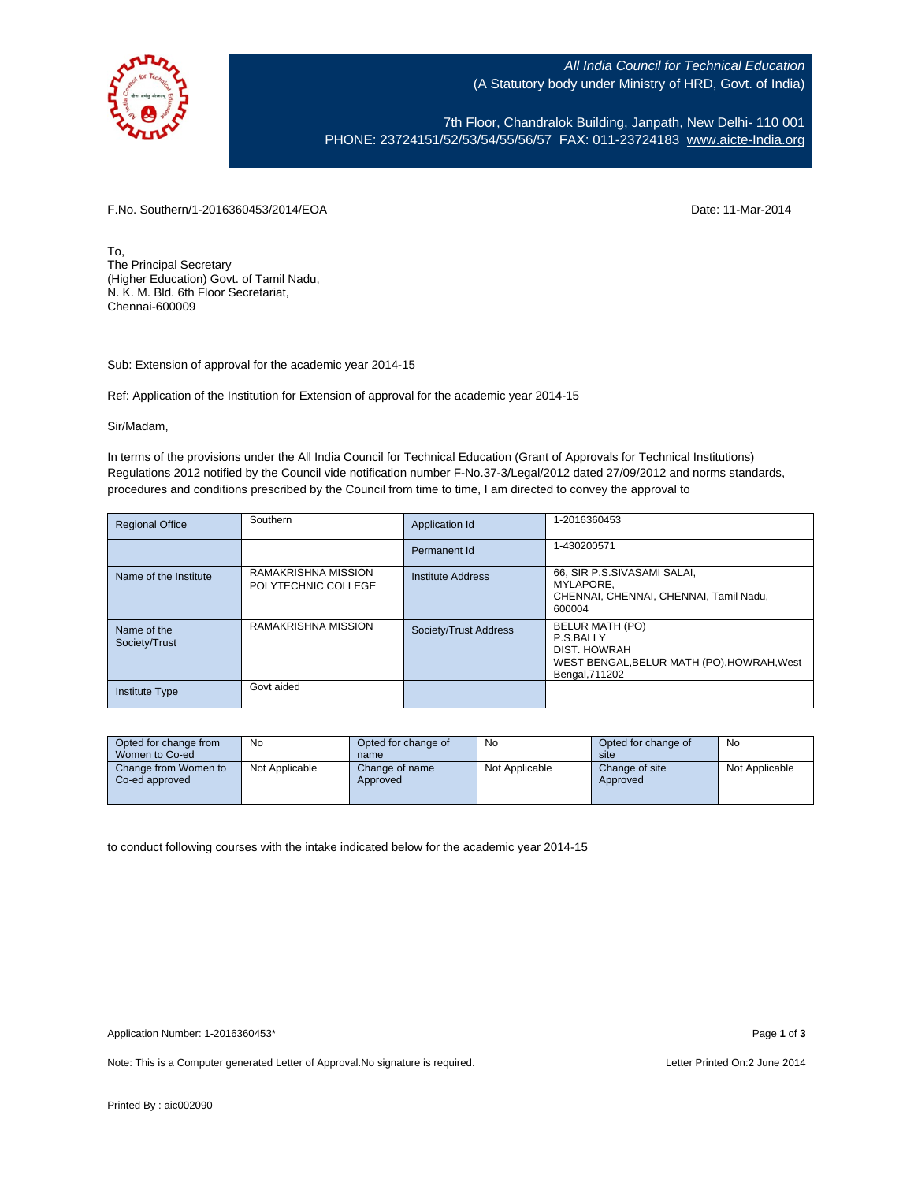*All India Council for Technical Education*
(A Statutory body under Ministry of HRD, Govt. of India)

7th Floor, Chandralok Building, Janpath, New Delhi- 110 001
PHONE: 23724151/52/53/54/55/56/57 FAX: 011-23724183 www.aicte-India.org

F.No. Southern/1-2016360453/2014/EOA

Date: 11-Mar-2014

To,
The Principal Secretary
(Higher Education) Govt. of Tamil Nadu,
N. K. M. Bld. 6th Floor Secretariat,
Chennai-600009

Sub: Extension of approval for the academic year 2014-15

Ref: Application of the Institution for Extension of approval for the academic year 2014-15

Sir/Madam,

In terms of the provisions under the All India Council for Technical Education (Grant of Approvals for Technical Institutions) Regulations 2012 notified by the Council vide notification number F-No.37-3/Legal/2012 dated 27/09/2012 and norms standards, procedures and conditions prescribed by the Council from time to time, I am directed to convey the approval to

| Regional Office | Southern | Application Id | 1-2016360453 |
|---|---|---|---|
| | | Permanent Id | 1-430200571 |
| Name of the Institute | RAMAKRISHNA MISSION POLYTECHNIC COLLEGE | Institute Address | 66, SIR P.S.SIVASAMI SALAI, MYLAPORE, CHENNAI, CHENNAI, CHENNAI, Tamil Nadu, 600004 |
| Name of the Society/Trust | RAMAKRISHNA MISSION | Society/Trust Address | BELUR MATH (PO) P.S.BALLY DIST. HOWRAH WEST BENGAL,BELUR MATH (PO),HOWRAH,West Bengal,711202 |
| Institute Type | Govt aided | | |

| Opted for change from Women to Co-ed | No | Opted for change of name | No | Opted for change of site | No |
|---|---|---|---|---|---|
| Change from Women to Co-ed approved | Not Applicable | Change of name Approved | Not Applicable | Change of site Approved | Not Applicable |

to conduct following courses with the intake indicated below for the academic year 2014-15

Application Number: 1-2016360453*

Note: This is a Computer generated Letter of Approval.No signature is required.

Letter Printed On:2 June 2014

Printed By : aic002090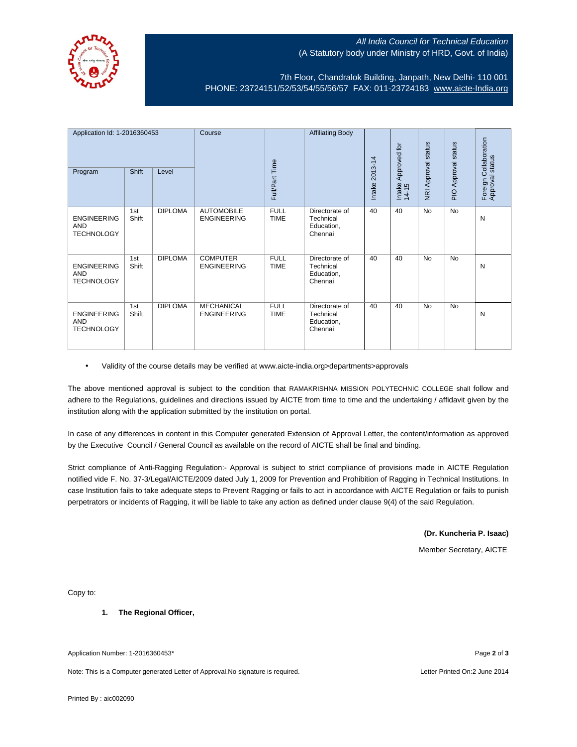All India Council for Technical Education
(A Statutory body under Ministry of HRD, Govt. of India)

7th Floor, Chandralok Building, Janpath, New Delhi- 110 001
PHONE: 23724151/52/53/54/55/56/57 FAX: 011-23724183 www.aicte-India.org

| Application Id: 1-2016360453 | | | Course | Full/Part Time | Affiliating Body | Intake 2013-14 | Intake Approved for 14-15 | NRI Approval status | PIO Approval status | Foreign Collaboration Approval status |
|---|---|---|---|---|---|---|---|---|---|---|
| Program | Shift | Level | | | | | | | | |
| ENGINEERING AND TECHNOLOGY | 1st Shift | DIPLOMA | AUTOMOBILE ENGINEERING | FULL TIME | Directorate of Technical Education, Chennai | 40 | 40 | No | No | N |
| ENGINEERING AND TECHNOLOGY | 1st Shift | DIPLOMA | COMPUTER ENGINEERING | FULL TIME | Directorate of Technical Education, Chennai | 40 | 40 | No | No | N |
| ENGINEERING AND TECHNOLOGY | 1st Shift | DIPLOMA | MECHANICAL ENGINEERING | FULL TIME | Directorate of Technical Education, Chennai | 40 | 40 | No | No | N |

- Validity of the course details may be verified at www.aicte-india.org>departments>approvals

The above mentioned approval is subject to the condition that RAMAKRISHNA MISSION POLYTECHNIC COLLEGE shall follow and adhere to the Regulations, guidelines and directions issued by AICTE from time to time and the undertaking / affidavit given by the institution along with the application submitted by the institution on portal.

In case of any differences in content in this Computer generated Extension of Approval Letter, the content/information as approved by the Executive Council / General Council as available on the record of AICTE shall be final and binding.

Strict compliance of Anti-Ragging Regulation:- Approval is subject to strict compliance of provisions made in AICTE Regulation notified vide F. No. 37-3/Legal/AICTE/2009 dated July 1, 2009 for Prevention and Prohibition of Ragging in Technical Institutions. In case Institution fails to take adequate steps to Prevent Ragging or fails to act in accordance with AICTE Regulation or fails to punish perpetrators or incidents of Ragging, it will be liable to take any action as defined under clause 9(4) of the said Regulation.

**(Dr. Kuncheria P. Isaac)**

Member Secretary, AICTE

Copy to:

1. **The Regional Officer,**

Application Number: 1-2016360453*

Note: This is a Computer generated Letter of Approval.No signature is required.

Letter Printed On:2 June 2014

Printed By : aic002090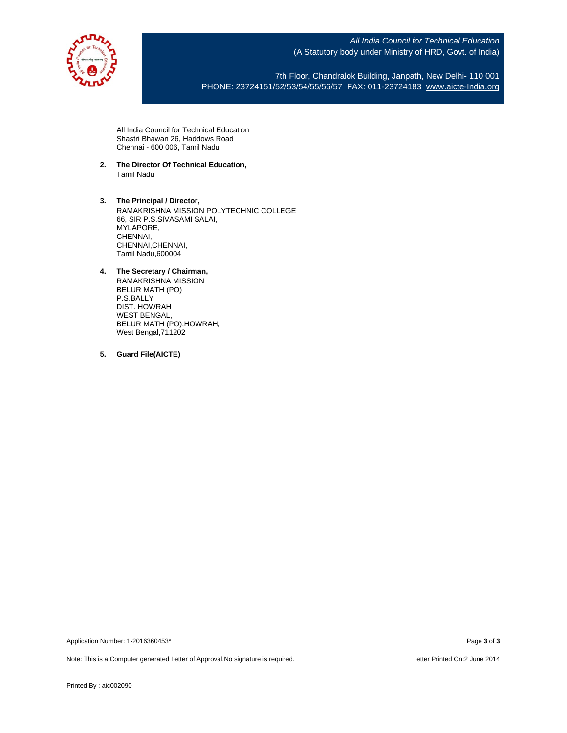All India Council for Technical Education
Shastri Bhawan 26, Haddows Road
Chennai - 600 006, Tamil Nadu

2. **The Director Of Technical Education,**
   Tamil Nadu

3. **The Principal / Director,**
   RAMAKRISHNA MISSION POLYTECHNIC COLLEGE
   66, SIR P.S.SIVASAMI SALAI,
   MYLAPORE,
   CHENNAI,
   CHENNAI,CHENNAI,
   Tamil Nadu,600004

4. **The Secretary / Chairman,**
   RAMAKRISHNA MISSION
   BELUR MATH (PO)
   P.S.BALLY
   DIST. HOWRAH
   WEST BENGAL,
   BELUR MATH (PO),HOWRAH,
   West Bengal,711202

5. **Guard File(AICTE)**

Application Number: 1-2016360453*

Note: This is a Computer generated Letter of Approval.No signature is required.

Letter Printed On:2 June 2014

Printed By : aic002090